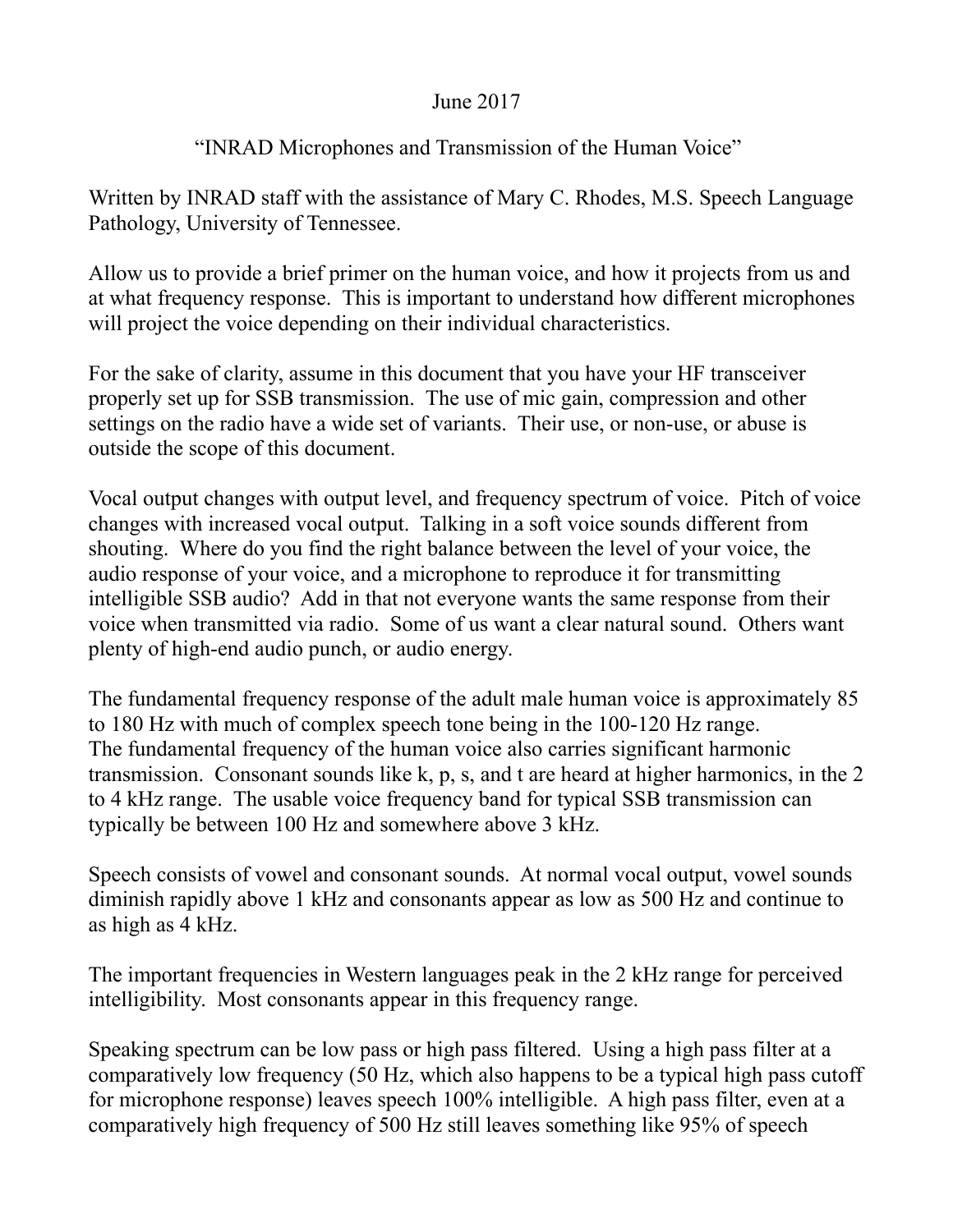June 2017

# "INRAD Microphones and Transmission of the Human Voice"

Written by INRAD staff with the assistance of Mary C. Rhodes, M.S. Speech Language Pathology, University of Tennessee.

Allow us to provide a brief primer on the human voice, and how it projects from us and at what frequency response. This is important to understand how different microphones will project the voice depending on their individual characteristics.

For the sake of clarity, assume in this document that you have your HF transceiver properly set up for SSB transmission. The use of mic gain, compression and other settings on the radio have a wide set of variants. Their use, or non-use, or abuse is outside the scope of this document.

Vocal output changes with output level, and frequency spectrum of voice. Pitch of voice changes with increased vocal output. Talking in a soft voice sounds different from shouting. Where do you find the right balance between the level of your voice, the audio response of your voice, and a microphone to reproduce it for transmitting intelligible SSB audio? Add in that not everyone wants the same response from their voice when transmitted via radio. Some of us want a clear natural sound. Others want plenty of high-end audio punch, or audio energy.

The fundamental frequency response of the adult male human voice is approximately 85 to 180 Hz with much of complex speech tone being in the 100-120 Hz range.
The fundamental frequency of the human voice also carries significant harmonic transmission. Consonant sounds like k, p, s, and t are heard at higher harmonics, in the 2 to 4 kHz range. The usable voice frequency band for typical SSB transmission can typically be between 100 Hz and somewhere above 3 kHz.

Speech consists of vowel and consonant sounds. At normal vocal output, vowel sounds diminish rapidly above 1 kHz and consonants appear as low as 500 Hz and continue to as high as 4 kHz.

The important frequencies in Western languages peak in the 2 kHz range for perceived intelligibility. Most consonants appear in this frequency range.

Speaking spectrum can be low pass or high pass filtered. Using a high pass filter at a comparatively low frequency (50 Hz, which also happens to be a typical high pass cutoff for microphone response) leaves speech 100% intelligible. A high pass filter, even at a comparatively high frequency of 500 Hz still leaves something like 95% of speech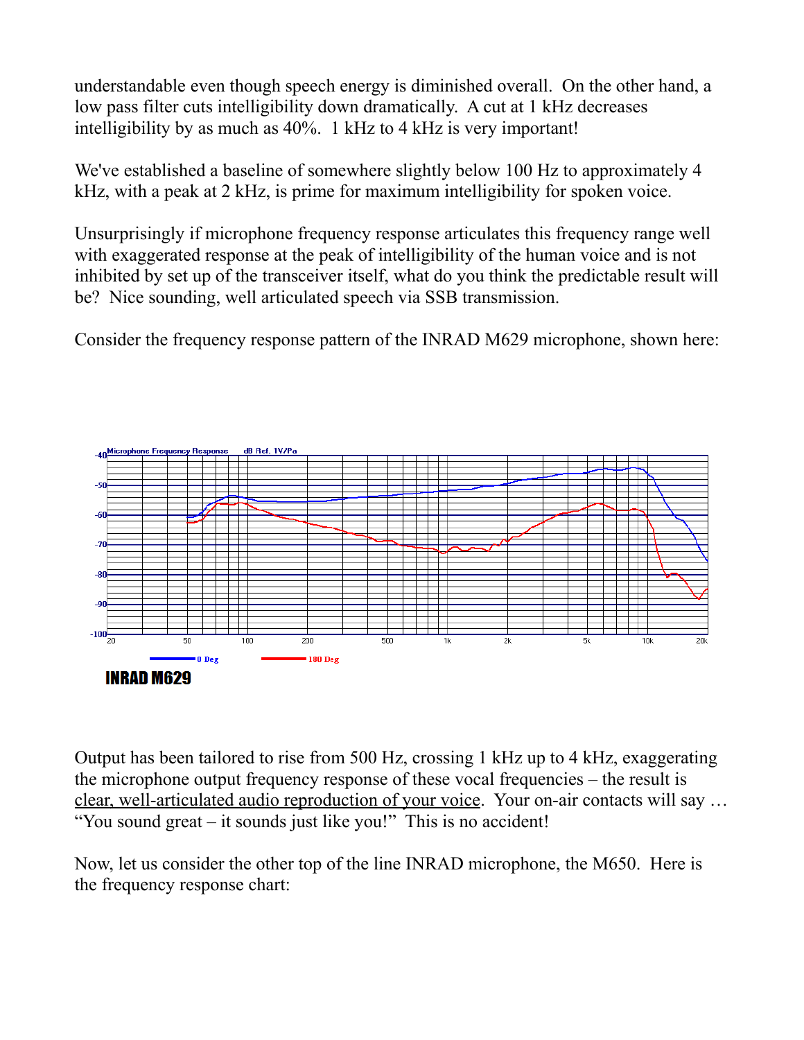understandable even though speech energy is diminished overall. On the other hand, a low pass filter cuts intelligibility down dramatically. A cut at 1 kHz decreases intelligibility by as much as 40%. 1 kHz to 4 kHz is very important!

We've established a baseline of somewhere slightly below 100 Hz to approximately 4 kHz, with a peak at 2 kHz, is prime for maximum intelligibility for spoken voice.

Unsurprisingly if microphone frequency response articulates this frequency range well with exaggerated response at the peak of intelligibility of the human voice and is not inhibited by set up of the transceiver itself, what do you think the predictable result will be? Nice sounding, well articulated speech via SSB transmission.

Consider the frequency response pattern of the INRAD M629 microphone, shown here:

Output has been tailored to rise from 500 Hz, crossing 1 kHz up to 4 kHz, exaggerating the microphone output frequency response of these vocal frequencies – the result is clear, well-articulated audio reproduction of your voice. Your on-air contacts will say … "You sound great – it sounds just like you!" This is no accident!

Now, let us consider the other top of the line INRAD microphone, the M650. Here is the frequency response chart: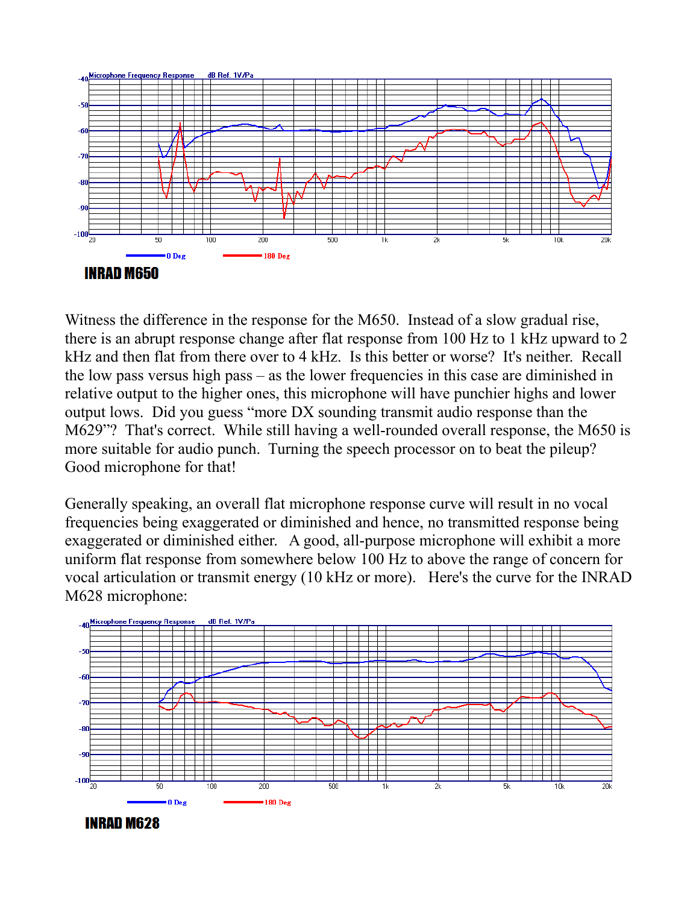**INRAD M650**

Witness the difference in the response for the M650. Instead of a slow gradual rise, there is an abrupt response change after flat response from 100 Hz to 1 kHz upward to 2 kHz and then flat from there over to 4 kHz. Is this better or worse? It's neither. Recall the low pass versus high pass – as the lower frequencies in this case are diminished in relative output to the higher ones, this microphone will have punchier highs and lower output lows. Did you guess "more DX sounding transmit audio response than the M629"? That's correct. While still having a well-rounded overall response, the M650 is more suitable for audio punch. Turning the speech processor on to beat the pileup? Good microphone for that!

Generally speaking, an overall flat microphone response curve will result in no vocal frequencies being exaggerated or diminished and hence, no transmitted response being exaggerated or diminished either. A good, all-purpose microphone will exhibit a more uniform flat response from somewhere below 100 Hz to above the range of concern for vocal articulation or transmit energy (10 kHz or more). Here's the curve for the INRAD M628 microphone:

**INRAD M628**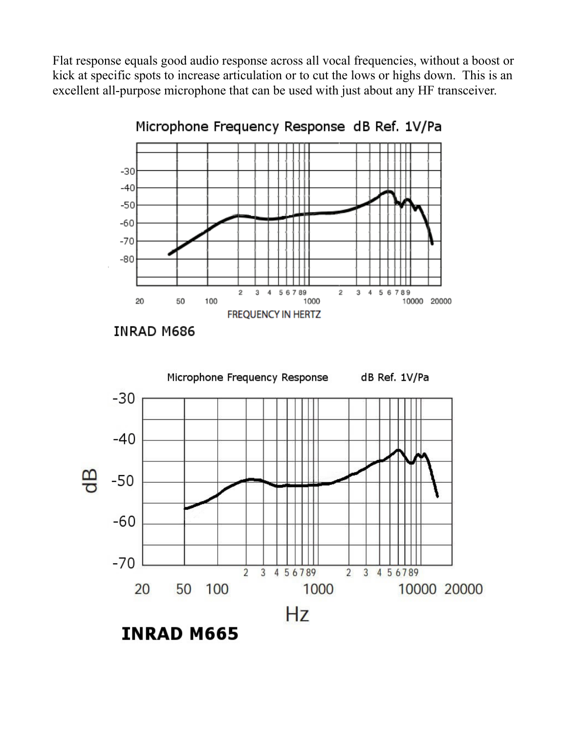Flat response equals good audio response across all vocal frequencies, without a boost or kick at specific spots to increase articulation or to cut the lows or highs down. This is an excellent all-purpose microphone that can be used with just about any HF transceiver.

INRAD M686

INRAD M665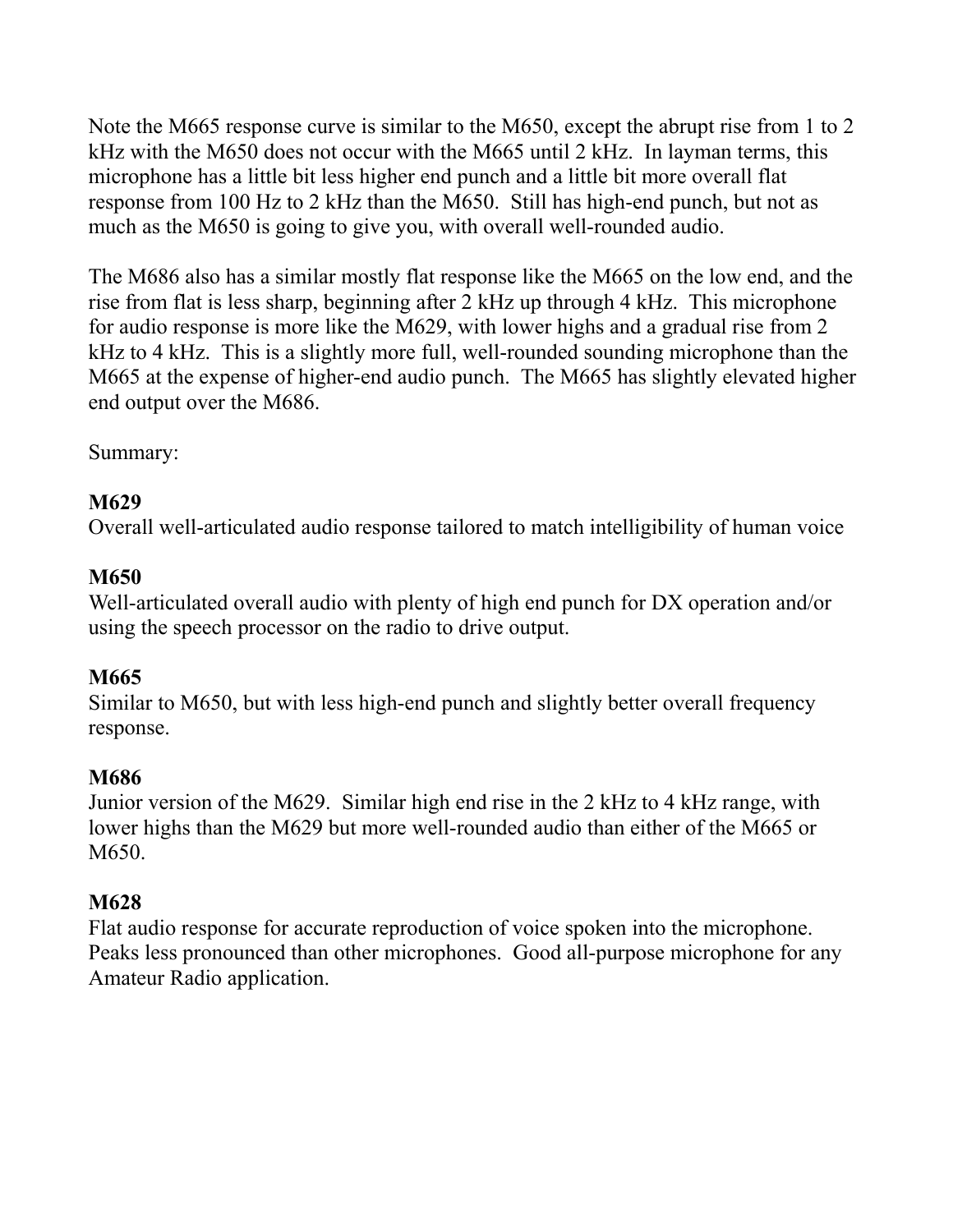Note the M665 response curve is similar to the M650, except the abrupt rise from 1 to 2 kHz with the M650 does not occur with the M665 until 2 kHz. In layman terms, this microphone has a little bit less higher end punch and a little bit more overall flat response from 100 Hz to 2 kHz than the M650. Still has high-end punch, but not as much as the M650 is going to give you, with overall well-rounded audio.

The M686 also has a similar mostly flat response like the M665 on the low end, and the rise from flat is less sharp, beginning after 2 kHz up through 4 kHz. This microphone for audio response is more like the M629, with lower highs and a gradual rise from 2 kHz to 4 kHz. This is a slightly more full, well-rounded sounding microphone than the M665 at the expense of higher-end audio punch. The M665 has slightly elevated higher end output over the M686.

Summary:

**M629**
Overall well-articulated audio response tailored to match intelligibility of human voice

**M650**
Well-articulated overall audio with plenty of high end punch for DX operation and/or using the speech processor on the radio to drive output.

**M665**
Similar to M650, but with less high-end punch and slightly better overall frequency response.

**M686**
Junior version of the M629. Similar high end rise in the 2 kHz to 4 kHz range, with lower highs than the M629 but more well-rounded audio than either of the M665 or M650.

**M628**
Flat audio response for accurate reproduction of voice spoken into the microphone. Peaks less pronounced than other microphones. Good all-purpose microphone for any Amateur Radio application.